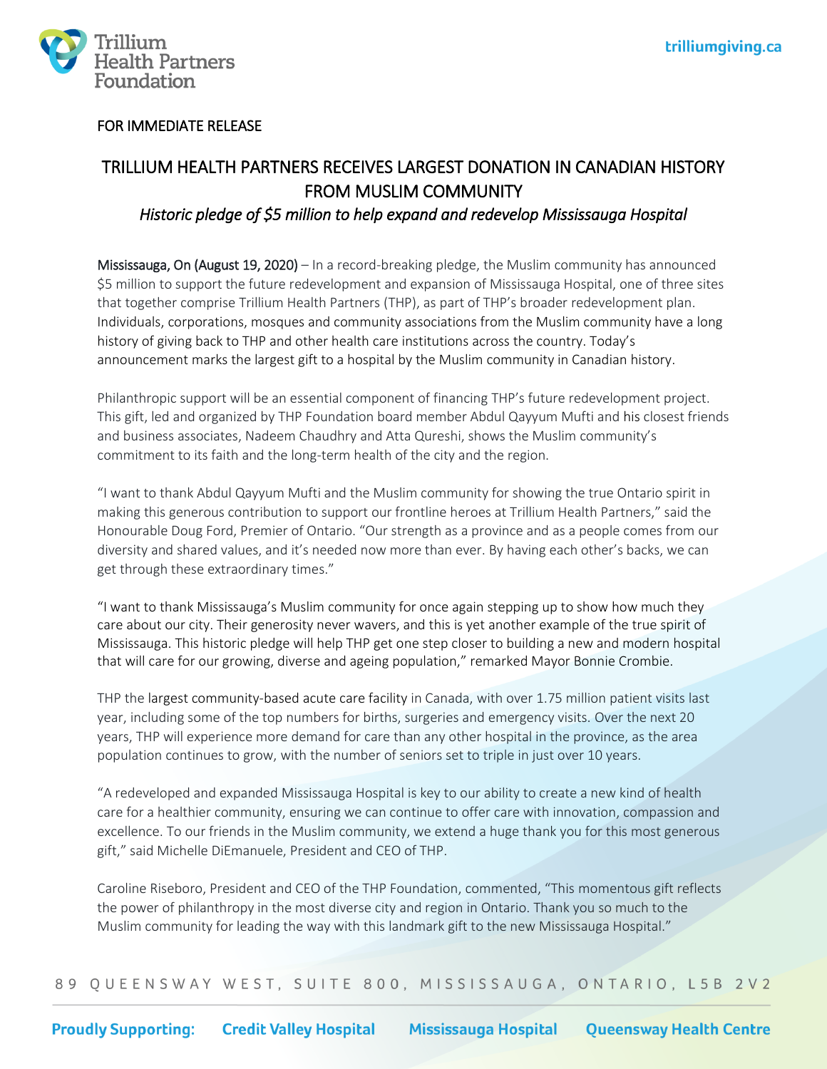FOR IMMEDIATE RELEASE

# TRILLIUM HEALTH PARTNERS RECEIVES LARGEST DONATION IN CANADIAN HISTORY FROM MUSLIM COMMUNITY

*Historic pledge of $5 million to help expand and redevelop Mississauga Hospital*

Mississauga, On (August 19, 2020) – In a record-breaking pledge, the Muslim community has announced $5 million to support the future redevelopment and expansion of Mississauga Hospital, one of three sites that together comprise Trillium Health Partners (THP), as part of THP's broader redevelopment plan. Individuals, corporations, mosques and community associations from the Muslim community have a long history of giving back to THP and other health care institutions across the country. Today's announcement marks the largest gift to a hospital by the Muslim community in Canadian history.

Philanthropic support will be an essential component of financing THP's future redevelopment project. This gift, led and organized by THP Foundation board member Abdul Qayyum Mufti and his closest friends and business associates, Nadeem Chaudhry and Atta Qureshi, shows the Muslim community's commitment to its faith and the long-term health of the city and the region.

"I want to thank Abdul Qayyum Mufti and the Muslim community for showing the true Ontario spirit in making this generous contribution to support our frontline heroes at Trillium Health Partners," said the Honourable Doug Ford, Premier of Ontario. "Our strength as a province and as a people comes from our diversity and shared values, and it's needed now more than ever. By having each other's backs, we can get through these extraordinary times."

"I want to thank Mississauga's Muslim community for once again stepping up to show how much they care about our city. Their generosity never wavers, and this is yet another example of the true spirit of Mississauga. This historic pledge will help THP get one step closer to building a new and modern hospital that will care for our growing, diverse and ageing population," remarked Mayor Bonnie Crombie.

THP the largest community-based acute care facility in Canada, with over 1.75 million patient visits last year, including some of the top numbers for births, surgeries and emergency visits. Over the next 20 years, THP will experience more demand for care than any other hospital in the province, as the area population continues to grow, with the number of seniors set to triple in just over 10 years.

"A redeveloped and expanded Mississauga Hospital is key to our ability to create a new kind of health care for a healthier community, ensuring we can continue to offer care with innovation, compassion and excellence. To our friends in the Muslim community, we extend a huge thank you for this most generous gift," said Michelle DiEmanuele, President and CEO of THP.

Caroline Riseboro, President and CEO of the THP Foundation, commented, "This momentous gift reflects the power of philanthropy in the most diverse city and region in Ontario. Thank you so much to the Muslim community for leading the way with this landmark gift to the new Mississauga Hospital."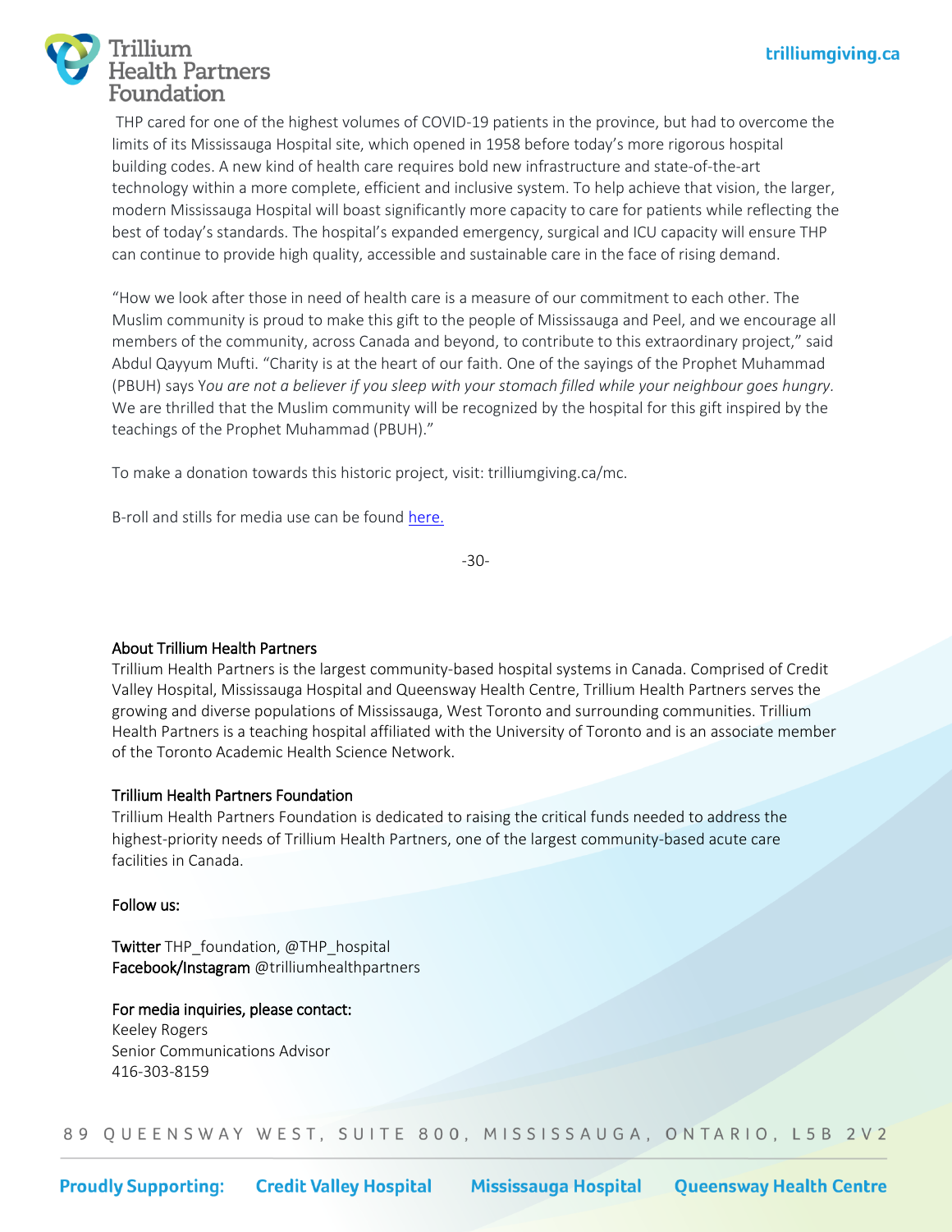THP cared for one of the highest volumes of COVID-19 patients in the province, but had to overcome the limits of its Mississauga Hospital site, which opened in 1958 before today's more rigorous hospital building codes. A new kind of health care requires bold new infrastructure and state-of-the-art technology within a more complete, efficient and inclusive system. To help achieve that vision, the larger, modern Mississauga Hospital will boast significantly more capacity to care for patients while reflecting the best of today's standards. The hospital's expanded emergency, surgical and ICU capacity will ensure THP can continue to provide high quality, accessible and sustainable care in the face of rising demand.

"How we look after those in need of health care is a measure of our commitment to each other. The Muslim community is proud to make this gift to the people of Mississauga and Peel, and we encourage all members of the community, across Canada and beyond, to contribute to this extraordinary project," said Abdul Qayyum Mufti. "Charity is at the heart of our faith. One of the sayings of the Prophet Muhammad (PBUH) says Y*ou are not a believer if you sleep with your stomach filled while your neighbour goes hungry*. We are thrilled that the Muslim community will be recognized by the hospital for this gift inspired by the teachings of the Prophet Muhammad (PBUH)."

To make a donation towards this historic project, visit: trilliumgiving.ca/mc.

B-roll and stills for media use can be found here.

-30-

**About Trillium Health Partners**
Trillium Health Partners is the largest community-based hospital systems in Canada. Comprised of Credit Valley Hospital, Mississauga Hospital and Queensway Health Centre, Trillium Health Partners serves the growing and diverse populations of Mississauga, West Toronto and surrounding communities. Trillium Health Partners is a teaching hospital affiliated with the University of Toronto and is an associate member of the Toronto Academic Health Science Network.

**Trillium Health Partners Foundation**
Trillium Health Partners Foundation is dedicated to raising the critical funds needed to address the highest-priority needs of Trillium Health Partners, one of the largest community-based acute care facilities in Canada.

**Follow us:**

**Twitter** THP_foundation, @THP_hospital
**Facebook/Instagram** @trilliumhealthpartners

**For media inquiries, please contact:**
Keeley Rogers
Senior Communications Advisor
416-303-8159

89 QUEENSWAY WEST, SUITE 800, MISSISSAUGA, ONTARIO, L5B 2V2

Proudly Supporting: Credit Valley Hospital Mississauga Hospital Queensway Health Centre